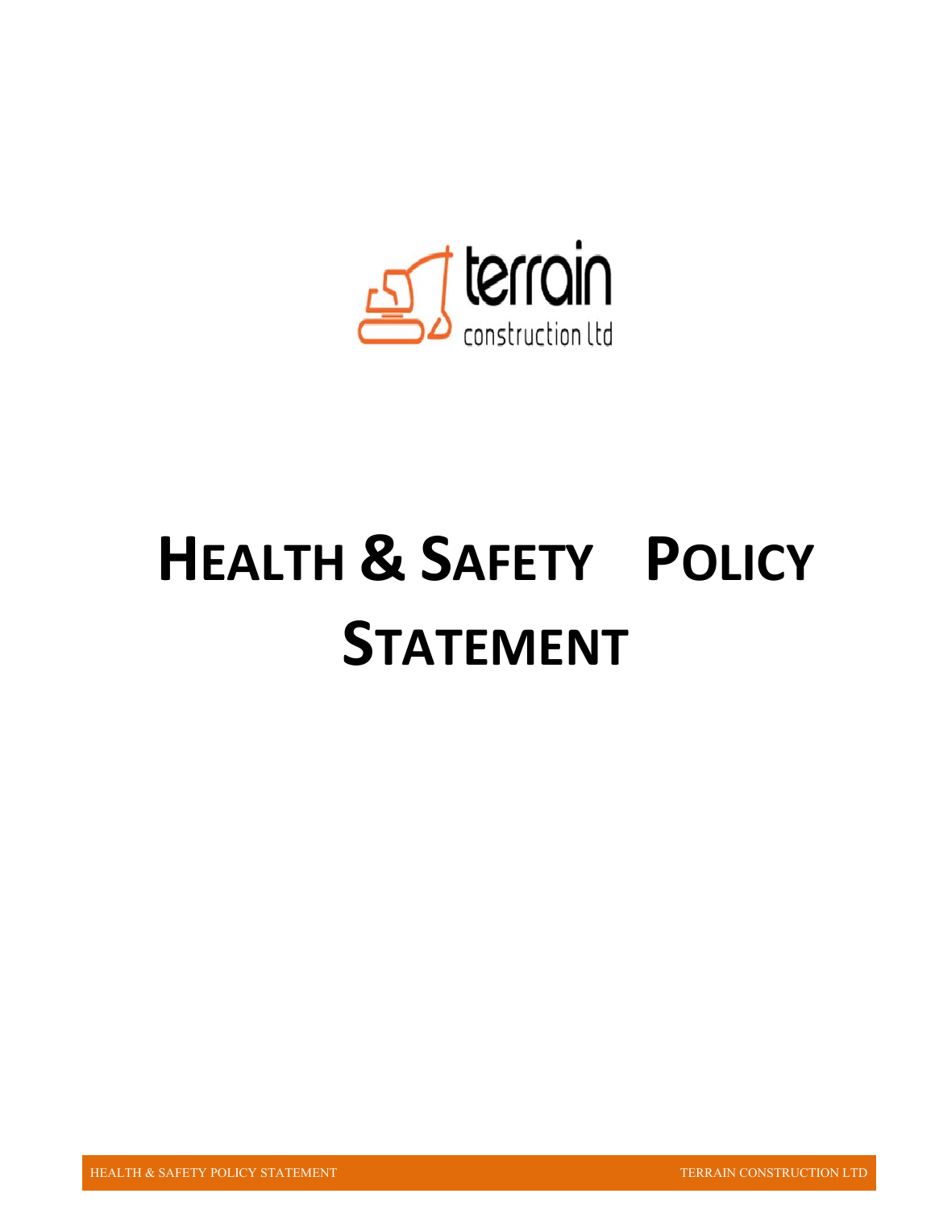terrain
construction ltd

# HEALTH & SAFETY POLICY STATEMENT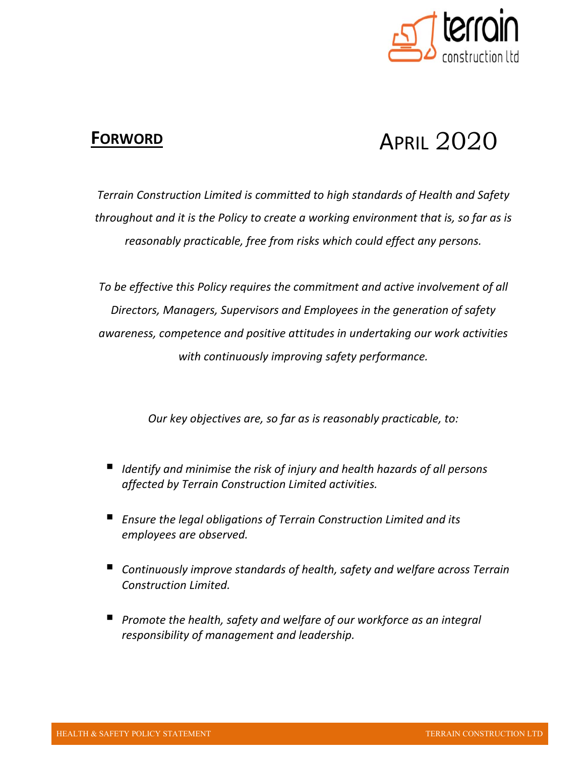## FORWORD

APRIL 2020

*Terrain Construction Limited is committed to high standards of Health and Safety throughout and it is the Policy to create a working environment that is, so far as is reasonably practicable, free from risks which could effect any persons.*

*To be effective this Policy requires the commitment and active involvement of all Directors, Managers, Supervisors and Employees in the generation of safety awareness, competence and positive attitudes in undertaking our work activities with continuously improving safety performance.*

*Our key objectives are, so far as is reasonably practicable, to:*

- *Identify and minimise the risk of injury and health hazards of all persons affected by Terrain Construction Limited activities.*
- *Ensure the legal obligations of Terrain Construction Limited and its employees are observed.*
- *Continuously improve standards of health, safety and welfare across Terrain Construction Limited.*
- *Promote the health, safety and welfare of our workforce as an integral responsibility of management and leadership.*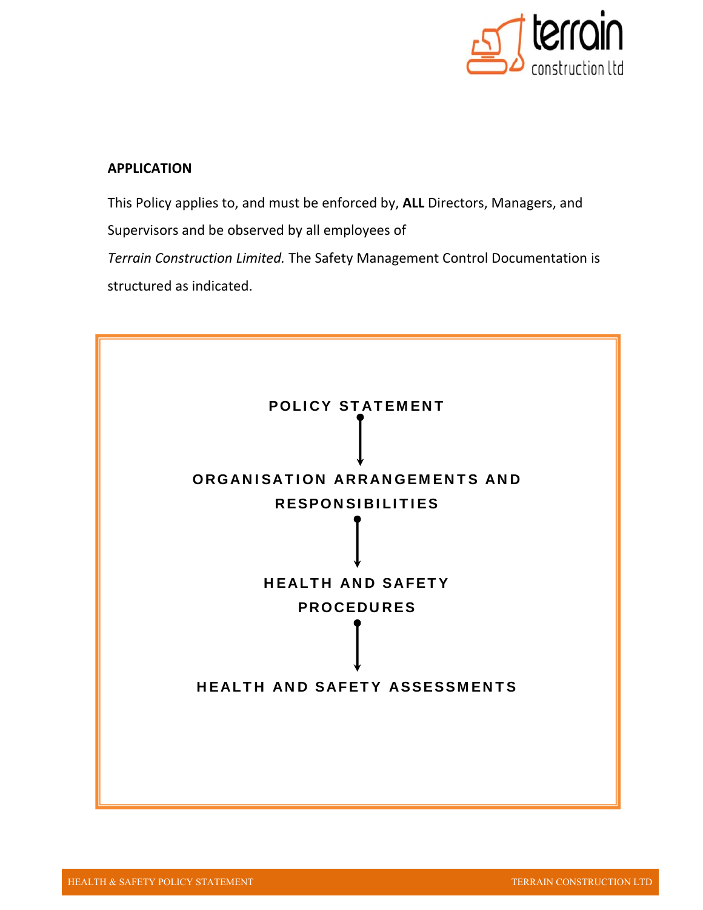## APPLICATION

This Policy applies to, and must be enforced by, **ALL** Directors, Managers, and Supervisors and be observed by all employees of *Terrain Construction Limited.* The Safety Management Control Documentation is structured as indicated.

**POLICY STATEMENT**

↓

**ORGANISATION ARRANGEMENTS AND RESPONSIBILITIES**

↓

**HEALTH AND SAFETY PROCEDURES**

↓

**HEALTH AND SAFETY ASSESSMENTS**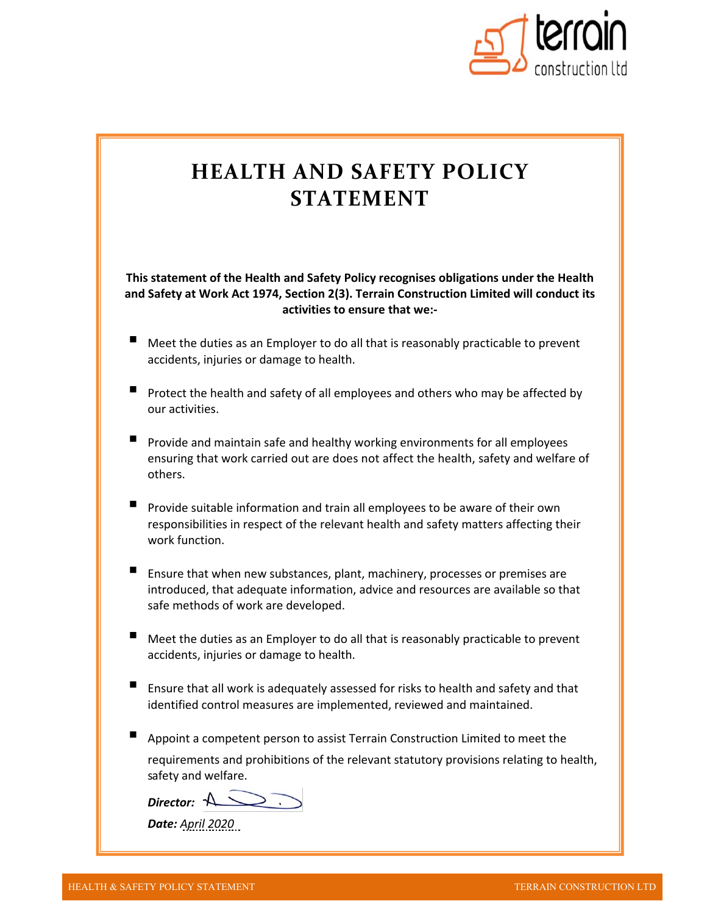# HEALTH AND SAFETY POLICY STATEMENT

**This statement of the Health and Safety Policy recognises obligations under the Health and Safety at Work Act 1974, Section 2(3). Terrain Construction Limited will conduct its activities to ensure that we:-**

- Meet the duties as an Employer to do all that is reasonably practicable to prevent accidents, injuries or damage to health.
- Protect the health and safety of all employees and others who may be affected by our activities.
- Provide and maintain safe and healthy working environments for all employees ensuring that work carried out are does not affect the health, safety and welfare of others.
- Provide suitable information and train all employees to be aware of their own responsibilities in respect of the relevant health and safety matters affecting their work function.
- Ensure that when new substances, plant, machinery, processes or premises are introduced, that adequate information, advice and resources are available so that safe methods of work are developed.
- Meet the duties as an Employer to do all that is reasonably practicable to prevent accidents, injuries or damage to health.
- Ensure that all work is adequately assessed for risks to health and safety and that identified control measures are implemented, reviewed and maintained.
- Appoint a competent person to assist Terrain Construction Limited to meet the requirements and prohibitions of the relevant statutory provisions relating to health, safety and welfare.

***Director:***

***Date:*** *April 2020*